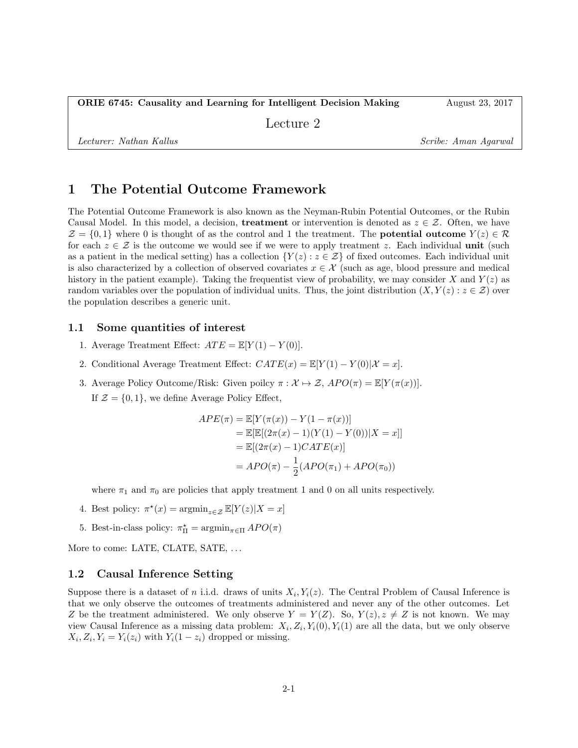**ORIE 6745: Causality and Learning for Intelligent Decision Making** August 23, 2017

Lecture 2

*Lecturer: Nathan Kallus* *Scribe: Aman Agarwal*

# 1 The Potential Outcome Framework

The Potential Outcome Framework is also known as the Neyman-Rubin Potential Outcomes, or the Rubin Causal Model. In this model, a decision, **treatment** or intervention is denoted as $z \in \mathcal{Z}$. Often, we have $\mathcal{Z} = \{0, 1\}$ where 0 is thought of as the control and 1 the treatment. The **potential outcome** $Y(z) \in \mathcal{R}$ for each $z \in \mathcal{Z}$ is the outcome we would see if we were to apply treatment $z$. Each individual **unit** (such as a patient in the medical setting) has a collection $\{Y(z) : z \in \mathcal{Z}\}$ of fixed outcomes. Each individual unit is also characterized by a collection of observed covariates $x \in \mathcal{X}$ (such as age, blood pressure and medical history in the patient example). Taking the frequentist view of probability, we may consider $X$ and $Y(z)$ as random variables over the population of individual units. Thus, the joint distribution $(X, Y(z) : z \in \mathcal{Z})$ over the population describes a generic unit.

## 1.1 Some quantities of interest

1. Average Treatment Effect: $ATE = \mathbb{E}[Y(1) - Y(0)]$.
2. Conditional Average Treatment Effect: $CATE(x) = \mathbb{E}[Y(1) - Y(0)|\mathcal{X} = x]$.
3. Average Policy Outcome/Risk: Given poilcy $\pi : \mathcal{X} \mapsto \mathcal{Z}$, $APO(\pi) = \mathbb{E}[Y(\pi(x))]$.

   If $\mathcal{Z} = \{0, 1\}$, we define Average Policy Effect,

$$
\begin{aligned}
APE(\pi) &= \mathbb{E}[Y(\pi(x)) - Y(1 - \pi(x))] \\
&= \mathbb{E}[\mathbb{E}[(2\pi(x) - 1)(Y(1) - Y(0))|X = x]] \\
&= \mathbb{E}[(2\pi(x) - 1)CATE(x)] \\
&= APO(\pi) - \frac{1}{2}(APO(\pi_1) + APO(\pi_0))
\end{aligned}
$$

   where $\pi_1$ and $\pi_0$ are policies that apply treatment 1 and 0 on all units respectively.

4. Best policy: $\pi^\star(x) = \operatorname{argmin}_{z \in \mathcal{Z}} \mathbb{E}[Y(z)|X = x]$
5. Best-in-class policy: $\pi^\star_\Pi = \operatorname{argmin}_{\pi \in \Pi} APO(\pi)$

More to come: LATE, CLATE, SATE, ...

## 1.2 Causal Inference Setting

Suppose there is a dataset of $n$ i.i.d. draws of units $X_i, Y_i(z)$. The Central Problem of Causal Inference is that we only observe the outcomes of treatments administered and never any of the other outcomes. Let $Z$ be the treatment administered. We only observe $Y = Y(Z)$. So, $Y(z), z \neq Z$ is not known. We may view Causal Inference as a missing data problem: $X_i, Z_i, Y_i(0), Y_i(1)$ are all the data, but we only observe $X_i, Z_i, Y_i = Y_i(z_i)$ with $Y_i(1 - z_i)$ dropped or missing.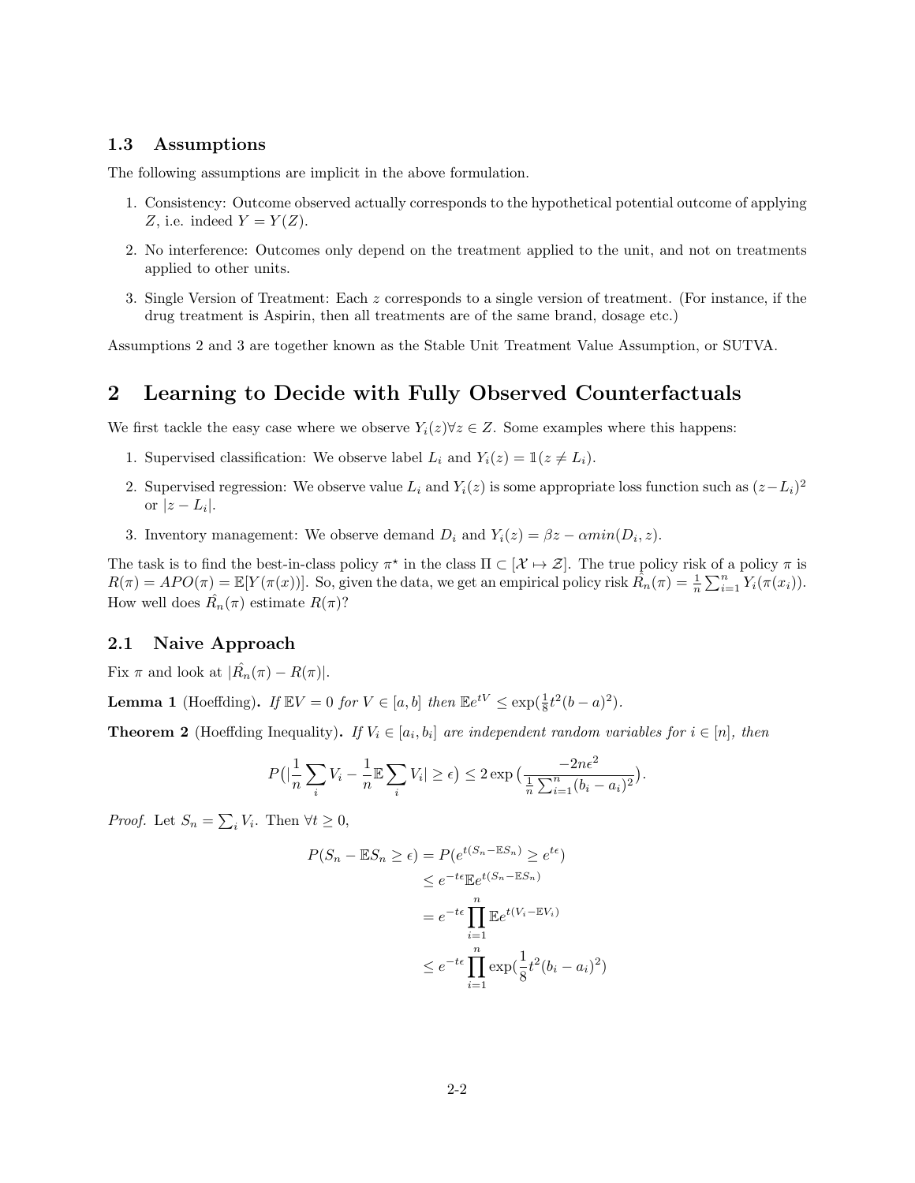### 1.3 Assumptions

The following assumptions are implicit in the above formulation.

1. Consistency: Outcome observed actually corresponds to the hypothetical potential outcome of applying $Z$, i.e. indeed $Y = Y(Z)$.
2. No interference: Outcomes only depend on the treatment applied to the unit, and not on treatments applied to other units.
3. Single Version of Treatment: Each $z$ corresponds to a single version of treatment. (For instance, if the drug treatment is Aspirin, then all treatments are of the same brand, dosage etc.)

Assumptions 2 and 3 are together known as the Stable Unit Treatment Value Assumption, or SUTVA.

## 2 Learning to Decide with Fully Observed Counterfactuals

We first tackle the easy case where we observe $Y_i(z) \forall z \in Z$. Some examples where this happens:

1. Supervised classification: We observe label $L_i$ and $Y_i(z) = \mathbb{1}(z \neq L_i)$.
2. Supervised regression: We observe value $L_i$ and $Y_i(z)$ is some appropriate loss function such as $(z - L_i)^2$ or $|z - L_i|$.
3. Inventory management: We observe demand $D_i$ and $Y_i(z) = \beta z - \alpha min(D_i, z)$.

The task is to find the best-in-class policy $\pi^\star$ in the class $\Pi \subset [\mathcal{X} \mapsto \mathcal{Z}]$. The true policy risk of a policy $\pi$ is $R(\pi) = APO(\pi) = \mathbb{E}[Y(\pi(x))]$. So, given the data, we get an empirical policy risk $\hat{R}_n(\pi) = \frac{1}{n}\sum_{i=1}^{n} Y_i(\pi(x_i))$. How well does $\hat{R}_n(\pi)$ estimate $R(\pi)$?

### 2.1 Naive Approach

Fix $\pi$ and look at $|\hat{R}_n(\pi) - R(\pi)|$.

**Lemma 1** (Hoeffding)**.** *If $\mathbb{E}V = 0$ for $V \in [a, b]$ then $\mathbb{E}e^{tV} \leq \exp(\frac{1}{8}t^2(b-a)^2)$.*

**Theorem 2** (Hoeffding Inequality)**.** *If $V_i \in [a_i, b_i]$ are independent random variables for $i \in [n]$, then*

$$P\big(|\frac{1}{n}\sum_i V_i - \frac{1}{n}\mathbb{E}\sum_i V_i| \geq \epsilon\big) \leq 2\exp\big(\frac{-2n\epsilon^2}{\frac{1}{n}\sum_{i=1}^{n}(b_i - a_i)^2}\big).$$

*Proof.* Let $S_n = \sum_i V_i$. Then $\forall t \geq 0$,

$$\begin{aligned}
P(S_n - \mathbb{E}S_n \geq \epsilon) &= P(e^{t(S_n - \mathbb{E}S_n)} \geq e^{t\epsilon}) \\
&\leq e^{-t\epsilon}\mathbb{E}e^{t(S_n - \mathbb{E}S_n)} \\
&= e^{-t\epsilon}\prod_{i=1}^{n}\mathbb{E}e^{t(V_i - \mathbb{E}V_i)} \\
&\leq e^{-t\epsilon}\prod_{i=1}^{n}\exp(\frac{1}{8}t^2(b_i - a_i)^2)
\end{aligned}$$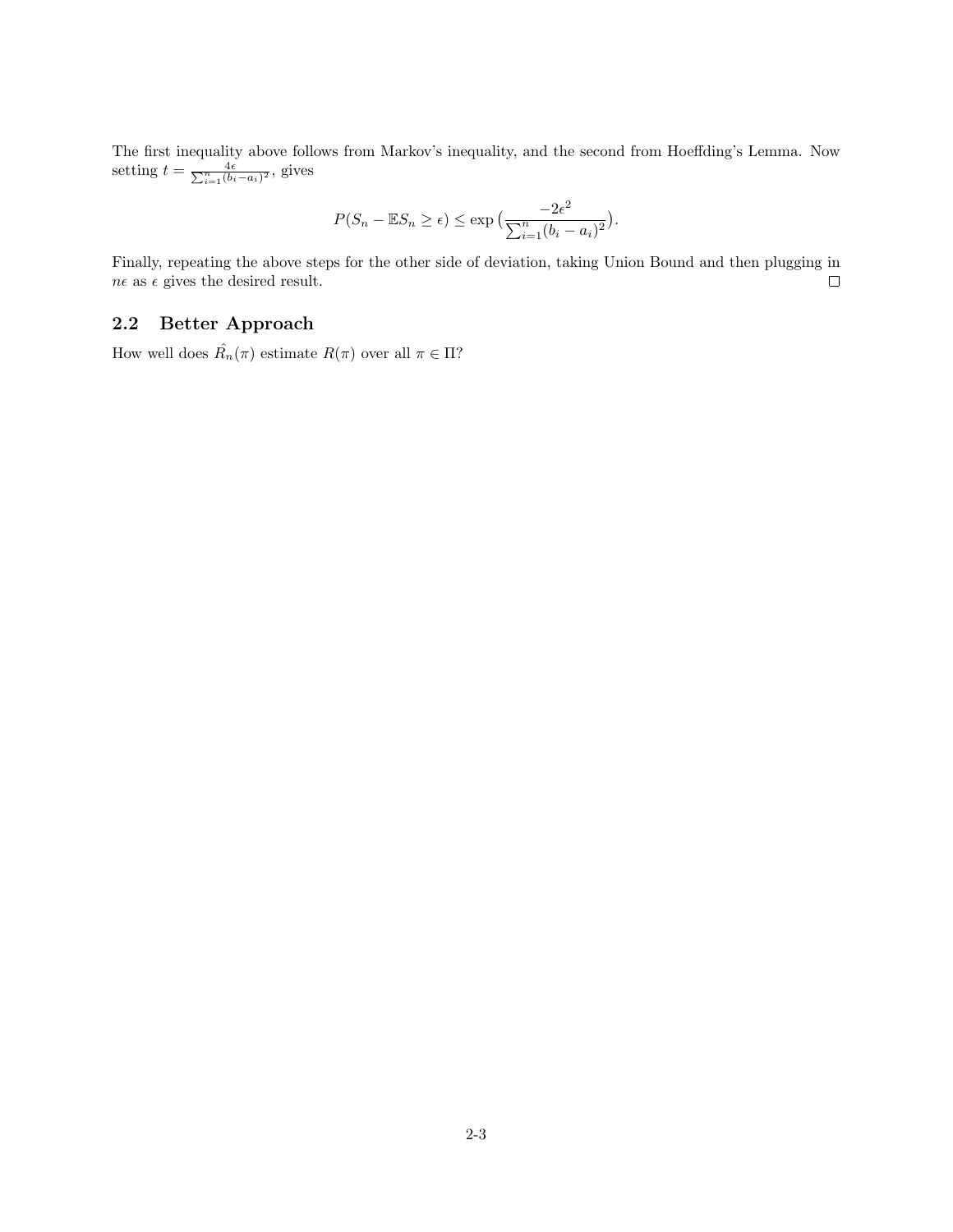The first inequality above follows from Markov's inequality, and the second from Hoeffding's Lemma. Now setting $t = \frac{4\epsilon}{\sum_{i=1}^{n}(b_i - a_i)^2}$, gives

$$P(S_n - \mathbb{E}S_n \geq \epsilon) \leq \exp\big(\frac{-2\epsilon^2}{\sum_{i=1}^{n}(b_i - a_i)^2}\big).$$

Finally, repeating the above steps for the other side of deviation, taking Union Bound and then plugging in $n\epsilon$ as $\epsilon$ gives the desired result. □

## 2.2 Better Approach

How well does $\hat{R_n}(\pi)$ estimate $R(\pi)$ over all $\pi \in \Pi$?